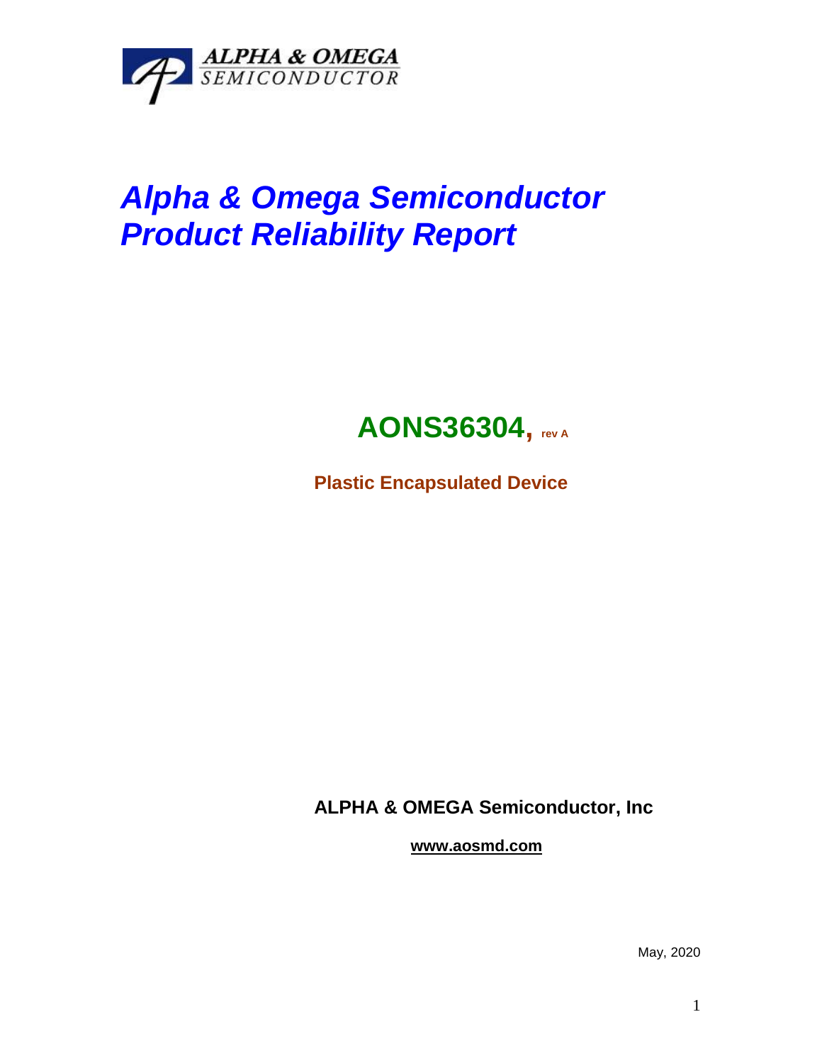ALPHA & OMEGA
SEMICONDUCTOR

# *Alpha & Omega Semiconductor Product Reliability Report*

## AONS36304, rev A

**Plastic Encapsulated Device**

**ALPHA & OMEGA Semiconductor, Inc**

**www.aosmd.com**

May, 2020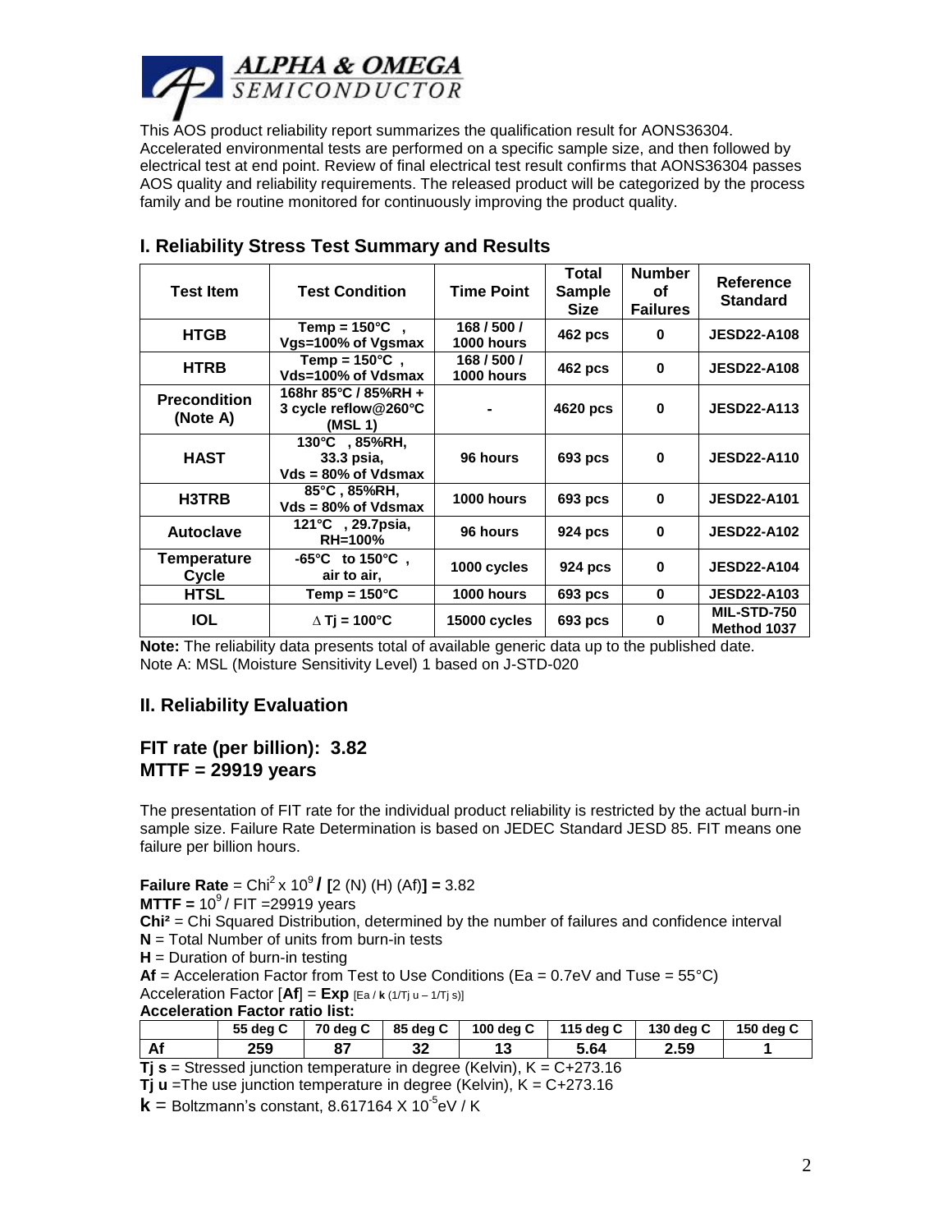This AOS product reliability report summarizes the qualification result for AONS36304. Accelerated environmental tests are performed on a specific sample size, and then followed by electrical test at end point. Review of final electrical test result confirms that AONS36304 passes AOS quality and reliability requirements. The released product will be categorized by the process family and be routine monitored for continuously improving the product quality.

## I. Reliability Stress Test Summary and Results

| Test Item | Test Condition | Time Point | Total Sample Size | Number of Failures | Reference Standard |
|---|---|---|---|---|---|
| HTGB | Temp = 150°C , Vgs=100% of Vgsmax | 168 / 500 / 1000 hours | 462 pcs | 0 | JESD22-A108 |
| HTRB | Temp = 150°C , Vds=100% of Vdsmax | 168 / 500 / 1000 hours | 462 pcs | 0 | JESD22-A108 |
| Precondition (Note A) | 168hr 85°C / 85%RH + 3 cycle reflow@260°C (MSL 1) | - | 4620 pcs | 0 | JESD22-A113 |
| HAST | 130°C , 85%RH, 33.3 psia, Vds = 80% of Vdsmax | 96 hours | 693 pcs | 0 | JESD22-A110 |
| H3TRB | 85°C , 85%RH, Vds = 80% of Vdsmax | 1000 hours | 693 pcs | 0 | JESD22-A101 |
| Autoclave | 121°C , 29.7psia, RH=100% | 96 hours | 924 pcs | 0 | JESD22-A102 |
| Temperature Cycle | -65°C to 150°C , air to air, | 1000 cycles | 924 pcs | 0 | JESD22-A104 |
| HTSL | Temp = 150°C | 1000 hours | 693 pcs | 0 | JESD22-A103 |
| IOL | $\Delta$ Tj = 100°C | 15000 cycles | 693 pcs | 0 | MIL-STD-750 Method 1037 |

**Note:** The reliability data presents total of available generic data up to the published date.
Note A: MSL (Moisture Sensitivity Level) 1 based on J-STD-020

## II. Reliability Evaluation

### FIT rate (per billion): 3.82
### MTTF = 29919 years

The presentation of FIT rate for the individual product reliability is restricted by the actual burn-in sample size. Failure Rate Determination is based on JEDEC Standard JESD 85. FIT means one failure per billion hours.

**Failure Rate** = $Chi^2 \times 10^9$ **/ [**2 (N) (H) (Af)**] =** 3.82
**MTTF =** $10^9$ / FIT =29919 years
**Chi²** = Chi Squared Distribution, determined by the number of failures and confidence interval
**N** = Total Number of units from burn-in tests
**H** = Duration of burn-in testing
**Af** = Acceleration Factor from Test to Use Conditions (Ea = 0.7eV and Tuse = 55°C)
Acceleration Factor [**Af**] = **Exp** [Ea / **k** (1/Tj u – 1/Tj s)]
**Acceleration Factor ratio list:**

| | 55 deg C | 70 deg C | 85 deg C | 100 deg C | 115 deg C | 130 deg C | 150 deg C |
|---|---|---|---|---|---|---|---|
| Af | 259 | 87 | 32 | 13 | 5.64 | 2.59 | 1 |

**Tj s** = Stressed junction temperature in degree (Kelvin), K = C+273.16
**Tj u** =The use junction temperature in degree (Kelvin), K = C+273.16
**k** = Boltzmann's constant, 8.617164 X $10^{-5}$eV / K